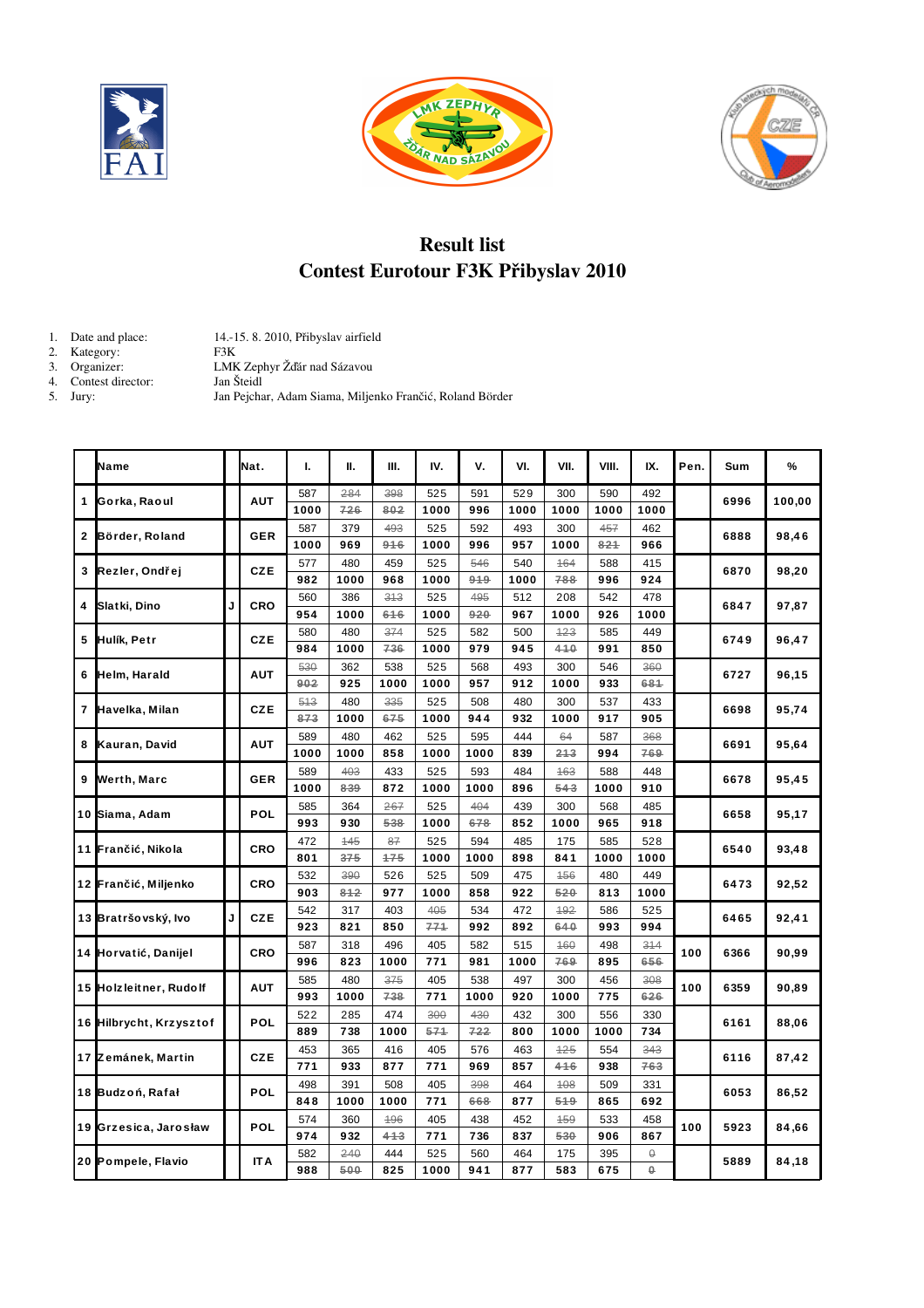# Result list

## Contest Eurotour F3K Přibyslav 2010

1. Date and place: 14.-15. 8. 2010, Přibyslav airfield
2. Kategory: F3K
3. Organizer: LMK Zephyr Žďár nad Sázavou
4. Contest director: Jan Šteidl
5. Jury: Jan Pejchar, Adam Siama, Miljenko Frančić, Roland Börder

| | Name | | Nat. | I. | II. | III. | IV. | V. | VI. | VII. | VIII. | IX. | Pen. | Sum | % |
|---|---|---|---|---|---|---|---|---|---|---|---|---|---|---|---|
| 1 | Gorka, Raoul | | AUT | 587 | ~~284~~ | ~~398~~ | 525 | 591 | 529 | 300 | 590 | 492 | | 6996 | 100,00 |
| | | | | 1000 | ~~726~~ | ~~802~~ | 1000 | 996 | 1000 | 1000 | 1000 | 1000 | | | |
| 2 | Börder, Roland | | GER | 587 | 379 | ~~493~~ | 525 | 592 | 493 | 300 | ~~457~~ | 462 | | 6888 | 98,46 |
| | | | | 1000 | 969 | ~~916~~ | 1000 | 996 | 957 | 1000 | ~~821~~ | 966 | | | |
| 3 | Rezler, Ondřej | | CZE | 577 | 480 | 459 | 525 | ~~546~~ | 540 | ~~164~~ | 588 | 415 | | 6870 | 98,20 |
| | | | | 982 | 1000 | 968 | 1000 | ~~919~~ | 1000 | ~~788~~ | 996 | 924 | | | |
| 4 | Slatki, Dino | J | CRO | 560 | 386 | ~~313~~ | 525 | ~~495~~ | 512 | 208 | 542 | 478 | | 6847 | 97,87 |
| | | | | 954 | 1000 | ~~616~~ | 1000 | ~~920~~ | 967 | 1000 | 926 | 1000 | | | |
| 5 | Hulík, Petr | | CZE | 580 | 480 | ~~374~~ | 525 | 582 | 500 | ~~123~~ | 585 | 449 | | 6749 | 96,47 |
| | | | | 984 | 1000 | ~~736~~ | 1000 | 979 | 945 | ~~410~~ | 991 | 850 | | | |
| 6 | Helm, Harald | | AUT | ~~530~~ | 362 | 538 | 525 | 568 | 493 | 300 | 546 | ~~360~~ | | 6727 | 96,15 |
| | | | | ~~902~~ | 925 | 1000 | 1000 | 957 | 912 | 1000 | 933 | ~~681~~ | | | |
| 7 | Havelka, Milan | | CZE | ~~513~~ | 480 | ~~335~~ | 525 | 508 | 480 | 300 | 537 | 433 | | 6698 | 95,74 |
| | | | | ~~873~~ | 1000 | ~~675~~ | 1000 | 944 | 932 | 1000 | 917 | 905 | | | |
| 8 | Kauran, David | | AUT | 589 | 480 | 462 | 525 | 595 | 444 | ~~64~~ | 587 | ~~368~~ | | 6691 | 95,64 |
| | | | | 1000 | 1000 | 858 | 1000 | 1000 | 839 | ~~213~~ | 994 | ~~769~~ | | | |
| 9 | Werth, Marc | | GER | 589 | ~~403~~ | 433 | 525 | 593 | 484 | ~~163~~ | 588 | 448 | | 6678 | 95,45 |
| | | | | 1000 | ~~839~~ | 872 | 1000 | 1000 | 896 | ~~543~~ | 1000 | 910 | | | |
| 10 | Siama, Adam | | POL | 585 | 364 | ~~267~~ | 525 | ~~404~~ | 439 | 300 | 568 | 485 | | 6658 | 95,17 |
| | | | | 993 | 930 | ~~538~~ | 1000 | ~~678~~ | 852 | 1000 | 965 | 918 | | | |
| 11 | Frančić, Nikola | | CRO | 472 | ~~145~~ | ~~87~~ | 525 | 594 | 485 | 175 | 585 | 528 | | 6540 | 93,48 |
| | | | | 801 | ~~375~~ | ~~175~~ | 1000 | 1000 | 898 | 841 | 1000 | 1000 | | | |
| 12 | Frančić, Miljenko | | CRO | 532 | ~~390~~ | 526 | 525 | 509 | 475 | ~~156~~ | 480 | 449 | | 6473 | 92,52 |
| | | | | 903 | ~~812~~ | 977 | 1000 | 858 | 922 | ~~520~~ | 813 | 1000 | | | |
| 13 | Bratršovský, Ivo | J | CZE | 542 | 317 | 403 | ~~405~~ | 534 | 472 | ~~192~~ | 586 | 525 | | 6465 | 92,41 |
| | | | | 923 | 821 | 850 | ~~771~~ | 992 | 892 | ~~640~~ | 993 | 994 | | | |
| 14 | Horvatić, Danijel | | CRO | 587 | 318 | 496 | 405 | 582 | 515 | ~~160~~ | 498 | ~~314~~ | 100 | 6366 | 90,99 |
| | | | | 996 | 823 | 1000 | 771 | 981 | 1000 | ~~769~~ | 895 | ~~656~~ | | | |
| 15 | Holzleitner, Rudolf | | AUT | 585 | 480 | ~~375~~ | 405 | 538 | 497 | 300 | 456 | ~~308~~ | 100 | 6359 | 90,89 |
| | | | | 993 | 1000 | ~~738~~ | 771 | 1000 | 920 | 1000 | 775 | ~~626~~ | | | |
| 16 | Hilbrycht, Krzysztof | | POL | 522 | 285 | 474 | ~~300~~ | ~~430~~ | 432 | 300 | 556 | 330 | | 6161 | 88,06 |
| | | | | 889 | 738 | 1000 | ~~571~~ | ~~722~~ | 800 | 1000 | 1000 | 734 | | | |
| 17 | Zemánek, Martin | | CZE | 453 | 365 | 416 | 405 | 576 | 463 | ~~125~~ | 554 | ~~343~~ | | 6116 | 87,42 |
| | | | | 771 | 933 | 877 | 771 | 969 | 857 | ~~416~~ | 938 | ~~763~~ | | | |
| 18 | Budzoń, Rafał | | POL | 498 | 391 | 508 | 405 | ~~398~~ | 464 | ~~108~~ | 509 | 331 | | 6053 | 86,52 |
| | | | | 848 | 1000 | 1000 | 771 | ~~668~~ | 877 | ~~519~~ | 865 | 692 | | | |
| 19 | Grzesica, Jarosław | | POL | 574 | 360 | ~~196~~ | 405 | 438 | 452 | ~~159~~ | 533 | 458 | 100 | 5923 | 84,66 |
| | | | | 974 | 932 | ~~413~~ | 771 | 736 | 837 | ~~530~~ | 906 | 867 | | | |
| 20 | Pompele, Flavio | | ITA | 582 | ~~240~~ | 444 | 525 | 560 | 464 | 175 | 395 | ~~0~~ | | 5889 | 84,18 |
| | | | | 988 | ~~500~~ | 825 | 1000 | 941 | 877 | 583 | 675 | ~~0~~ | | | |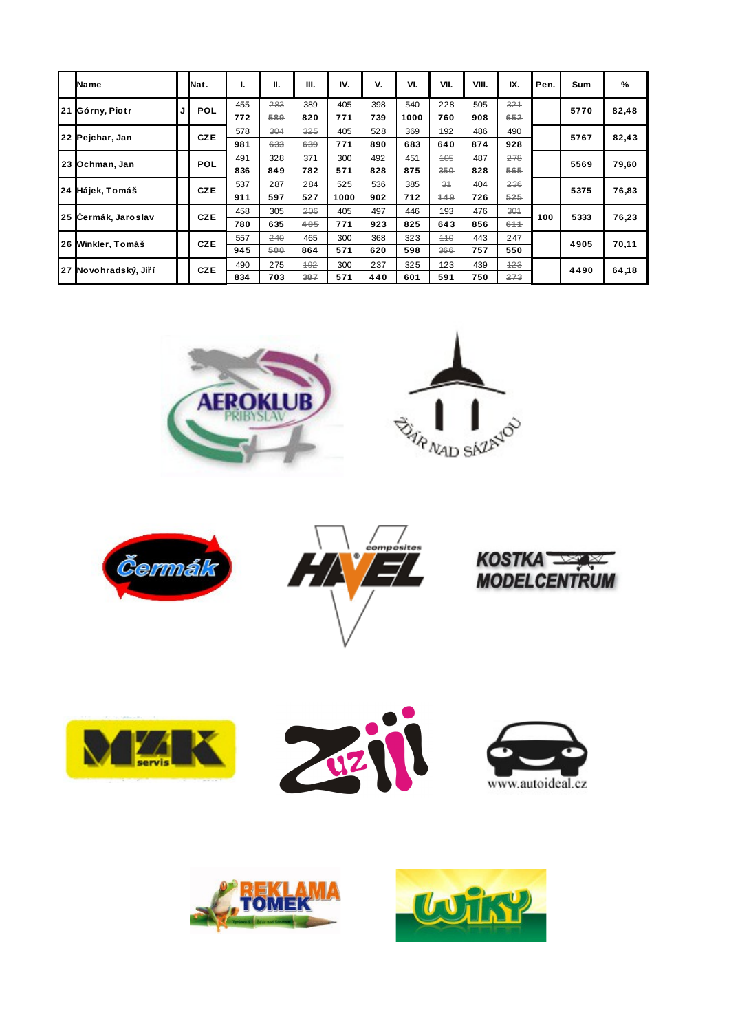| | Name | | Nat. | I. | II. | III. | IV. | V. | VI. | VII. | VIII. | IX. | Pen. | Sum | % |
|---|---|---|---|---|---|---|---|---|---|---|---|---|---|---|---|
| 21 | Górny, Piotr | J | POL | 455 | ~~283~~ | 389 | 405 | 398 | 540 | 228 | 505 | ~~321~~ | | 5770 | 82,48 |
| | | | | **772** | ~~589~~ | **820** | **771** | **739** | **1000** | **760** | **908** | ~~652~~ | | | |
| 22 | Pejchar, Jan | | CZE | 578 | ~~304~~ | ~~325~~ | 405 | 528 | 369 | 192 | 486 | 490 | | 5767 | 82,43 |
| | | | | **981** | ~~633~~ | ~~639~~ | **771** | **890** | **683** | **640** | **874** | **928** | | | |
| 23 | Ochman, Jan | | POL | 491 | 328 | 371 | 300 | 492 | 451 | ~~105~~ | 487 | ~~278~~ | | 5569 | 79,60 |
| | | | | **836** | **849** | **782** | **571** | **828** | **875** | ~~350~~ | **828** | ~~565~~ | | | |
| 24 | Hájek, Tomáš | | CZE | 537 | 287 | 284 | 525 | 536 | 385 | ~~31~~ | 404 | ~~236~~ | | 5375 | 76,83 |
| | | | | **911** | **597** | **527** | **1000** | **902** | **712** | ~~149~~ | **726** | ~~525~~ | | | |
| 25 | Čermák, Jaroslav | | CZE | 458 | 305 | ~~206~~ | 405 | 497 | 446 | 193 | 476 | ~~301~~ | 100 | 5333 | 76,23 |
| | | | | **780** | **635** | ~~405~~ | **771** | **923** | **825** | **643** | **856** | ~~611~~ | | | |
| 26 | Winkler, Tomáš | | CZE | 557 | ~~240~~ | 465 | 300 | 368 | 323 | ~~110~~ | 443 | 247 | | 4905 | 70,11 |
| | | | | **945** | ~~500~~ | **864** | **571** | **620** | **598** | ~~366~~ | **757** | **550** | | | |
| 27 | Novohradský, Jiří | | CZE | 490 | 275 | ~~192~~ | 300 | 237 | 325 | 123 | 439 | ~~123~~ | | 4490 | 64,18 |
| | | | | **834** | **703** | ~~387~~ | **571** | **440** | **601** | **591** | **750** | ~~273~~ | | | |